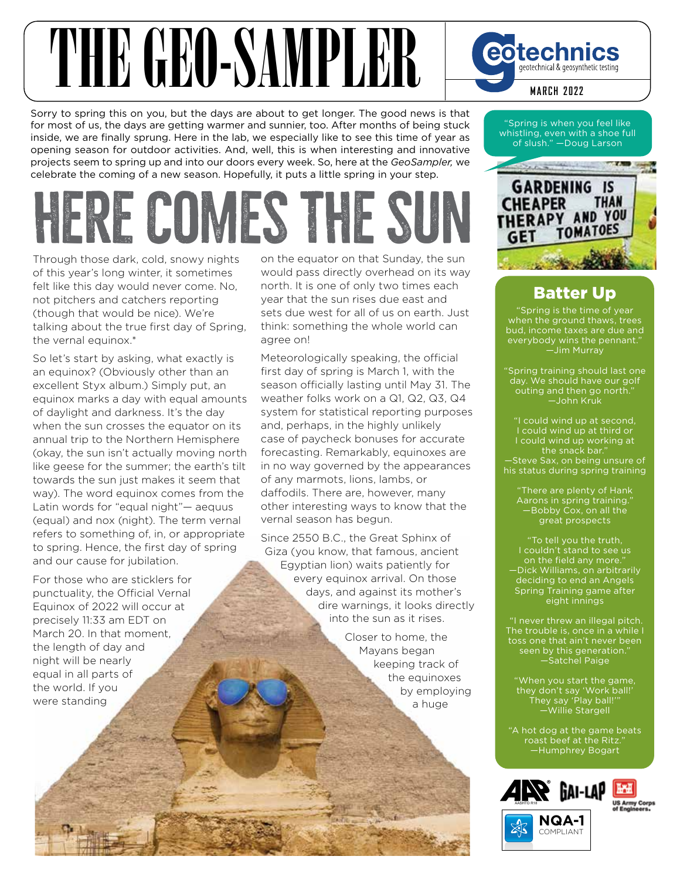# THE GEO-SAMPLER

geotechnics — geotechnical & geosynthetic testing

MARCH 2022

Sorry to spring this on you, but the days are about to get longer. The good news is that for most of us, the days are getting warmer and sunnier, too. After months of being stuck inside, we are finally sprung. Here in the lab, we especially like to see this time of year as opening season for outdoor activities. And, well, this is when interesting and innovative projects seem to spring up and into our doors every week. So, here at the *GeoSampler,* we celebrate the coming of a new season. Hopefully, it puts a little spring in your step.

## HERE COMES THE SUN

Through those dark, cold, snowy nights of this year's long winter, it sometimes felt like this day would never come. No, not pitchers and catchers reporting (though that would be nice). We're talking about the true first day of Spring, the vernal equinox.*

So let's start by asking, what exactly is an equinox? (Obviously other than an excellent Styx album.) Simply put, an equinox marks a day with equal amounts of daylight and darkness. It's the day when the sun crosses the equator on its annual trip to the Northern Hemisphere (okay, the sun isn't actually moving north like geese for the summer; the earth's tilt towards the sun just makes it seem that way). The word equinox comes from the Latin words for "equal night"— aequus (equal) and nox (night). The term vernal refers to something of, in, or appropriate to spring. Hence, the first day of spring and our cause for jubilation.

For those who are sticklers for punctuality, the Official Vernal Equinox of 2022 will occur at precisely 11:33 am EDT on March 20. In that moment, the length of day and night will be nearly equal in all parts of the world. If you were standing on the equator on that Sunday, the sun would pass directly overhead on its way north. It is one of only two times each year that the sun rises due east and sets due west for all of us on earth. Just think: something the whole world can agree on!

Meteorologically speaking, the official first day of spring is March 1, with the season officially lasting until May 31. The weather folks work on a Q1, Q2, Q3, Q4 system for statistical reporting purposes and, perhaps, in the highly unlikely case of paycheck bonuses for accurate forecasting. Remarkably, equinoxes are in no way governed by the appearances of any marmots, lions, lambs, or daffodils. There are, however, many other interesting ways to know that the vernal season has begun.

Since 2550 B.C., the Great Sphinx of Giza (you know, that famous, ancient Egyptian lion) waits patiently for every equinox arrival. On those days, and against its mother's dire warnings, it looks directly into the sun as it rises.

Closer to home, the Mayans began keeping track of the equinoxes by employing a huge

"Spring is when you feel like whistling, even with a shoe full of slush." —Doug Larson

GARDENING IS CHEAPER THAN THERAPY AND YOU GET TOMATOES

### Batter Up

"Spring is the time of year when the ground thaws, trees bud, income taxes are due and everybody wins the pennant." —Jim Murray

"Spring training should last one day. We should have our golf outing and then go north." —John Kruk

"I could wind up at second, I could wind up at third or I could wind up working at the snack bar." —Steve Sax, on being unsure of his status during spring training

"There are plenty of Hank Aarons in spring training." —Bobby Cox, on all the great prospects

"To tell you the truth, I couldn't stand to see us on the field any more." —Dick Williams, on arbitrarily deciding to end an Angels Spring Training game after eight innings

"I never threw an illegal pitch. The trouble is, once in a while I toss one that ain't never been seen by this generation." —Satchel Paige

"When you start the game, they don't say 'Work ball!' They say 'Play ball!'" —Willie Stargell

"A hot dog at the game beats roast beef at the Ritz." —Humphrey Bogart

AASHTO R18 | GAI-LAP | US Army Corps of Engineers | NQA-1 COMPLIANT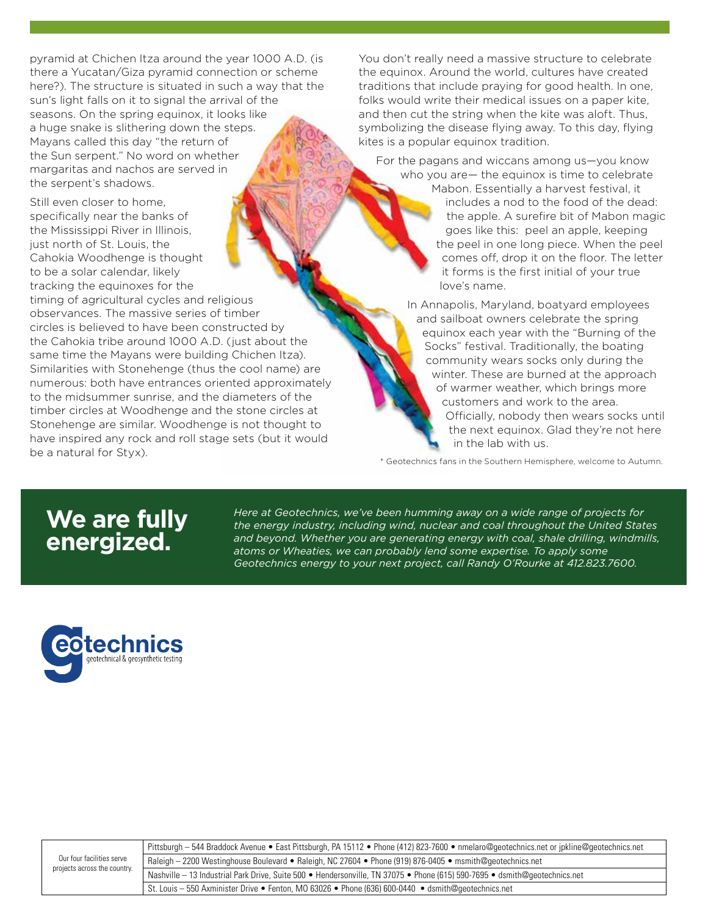pyramid at Chichen Itza around the year 1000 A.D. (is there a Yucatan/Giza pyramid connection or scheme here?). The structure is situated in such a way that the sun's light falls on it to signal the arrival of the seasons. On the spring equinox, it looks like a huge snake is slithering down the steps. Mayans called this day "the return of the Sun serpent." No word on whether margaritas and nachos are served in the serpent's shadows.

Still even closer to home, specifically near the banks of the Mississippi River in Illinois, just north of St. Louis, the Cahokia Woodhenge is thought to be a solar calendar, likely tracking the equinoxes for the timing of agricultural cycles and religious observances. The massive series of timber circles is believed to have been constructed by the Cahokia tribe around 1000 A.D. (just about the same time the Mayans were building Chichen Itza). Similarities with Stonehenge (thus the cool name) are numerous: both have entrances oriented approximately to the midsummer sunrise, and the diameters of the timber circles at Woodhenge and the stone circles at Stonehenge are similar. Woodhenge is not thought to have inspired any rock and roll stage sets (but it would be a natural for Styx).

You don't really need a massive structure to celebrate the equinox. Around the world, cultures have created traditions that include praying for good health. In one, folks would write their medical issues on a paper kite, and then cut the string when the kite was aloft. Thus, symbolizing the disease flying away. To this day, flying kites is a popular equinox tradition.

For the pagans and wiccans among us—you know who you are— the equinox is time to celebrate Mabon. Essentially a harvest festival, it includes a nod to the food of the dead: the apple. A surefire bit of Mabon magic goes like this: peel an apple, keeping the peel in one long piece. When the peel comes off, drop it on the floor. The letter it forms is the first initial of your true love's name.

In Annapolis, Maryland, boatyard employees and sailboat owners celebrate the spring equinox each year with the "Burning of the Socks" festival. Traditionally, the boating community wears socks only during the winter. These are burned at the approach of warmer weather, which brings more customers and work to the area. Officially, nobody then wears socks until the next equinox. Glad they're not here in the lab with us.

\* Geotechnics fans in the Southern Hemisphere, welcome to Autumn.

## We are fully energized.

*Here at Geotechnics, we've been humming away on a wide range of projects for the energy industry, including wind, nuclear and coal throughout the United States and beyond. Whether you are generating energy with coal, shale drilling, windmills, atoms or Wheaties, we can probably lend some expertise. To apply some Geotechnics energy to your next project, call Randy O'Rourke at 412.823.7600.*

geotechnics
geotechnical & geosynthetic testing

| | |
|---|---|
| Our four facilities serve projects across the country. | Pittsburgh – 544 Braddock Avenue • East Pittsburgh, PA 15112 • Phone (412) 823-7600 • nmelaro@geotechnics.net or jpkline@geotechnics.net |
| | Raleigh – 2200 Westinghouse Boulevard • Raleigh, NC 27604 • Phone (919) 876-0405 • msmith@geotechnics.net |
| | Nashville – 13 Industrial Park Drive, Suite 500 • Hendersonville, TN 37075 • Phone (615) 590-7695 • dsmith@geotechnics.net |
| | St. Louis – 550 Axminister Drive • Fenton, MO 63026 • Phone (636) 600-0440 • dsmith@geotechnics.net |